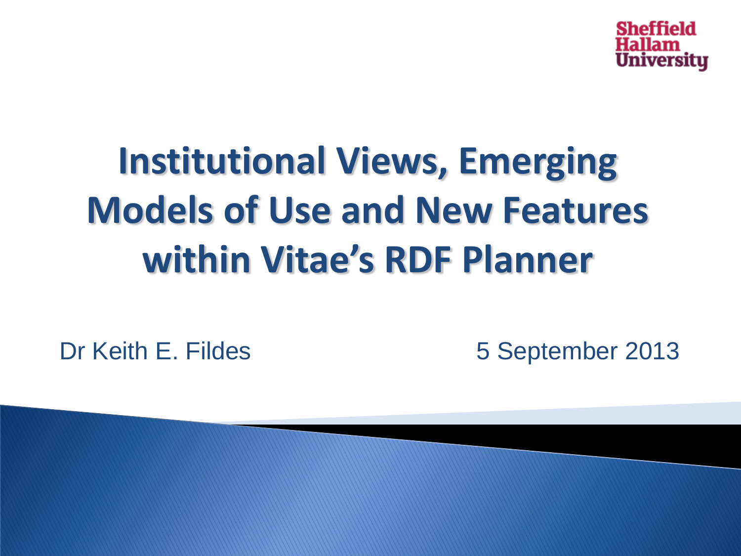Sheffield Hallam University

# Institutional Views, Emerging Models of Use and New Features within Vitae's RDF Planner

Dr Keith E. Fildes

5 September 2013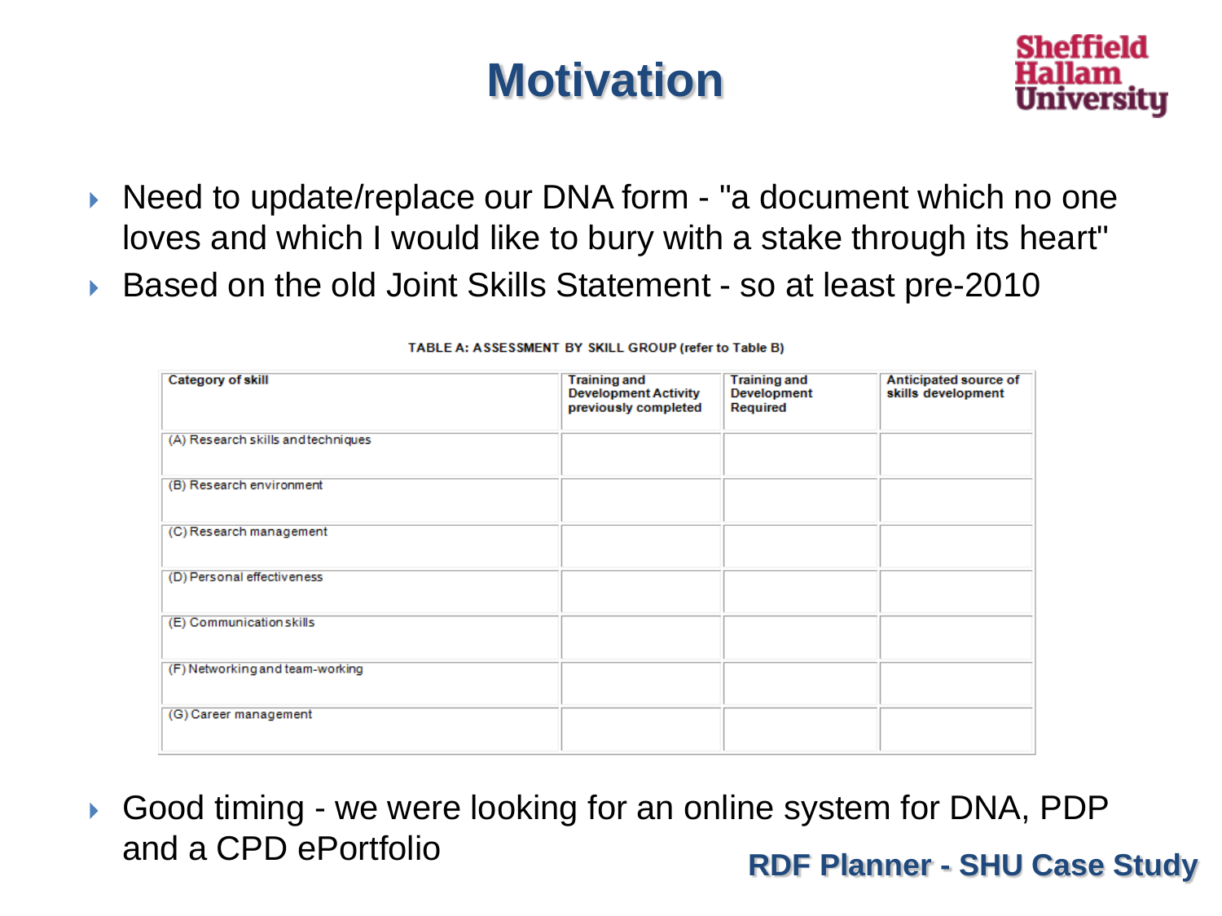# Motivation

- Need to update/replace our DNA form - "a document which no one loves and which I would like to bury with a stake through its heart"
- Based on the old Joint Skills Statement - so at least pre-2010

TABLE A: ASSESSMENT BY SKILL GROUP (refer to Table B)

| Category of skill | Training and Development Activity previously completed | Training and Development Required | Anticipated source of skills development |
|---|---|---|---|
| (A) Research skills and techniques | | | |
| (B) Research environment | | | |
| (C) Research management | | | |
| (D) Personal effectiveness | | | |
| (E) Communication skills | | | |
| (F) Networking and team-working | | | |
| (G) Career management | | | |

- Good timing - we were looking for an online system for DNA, PDP and a CPD ePortfolio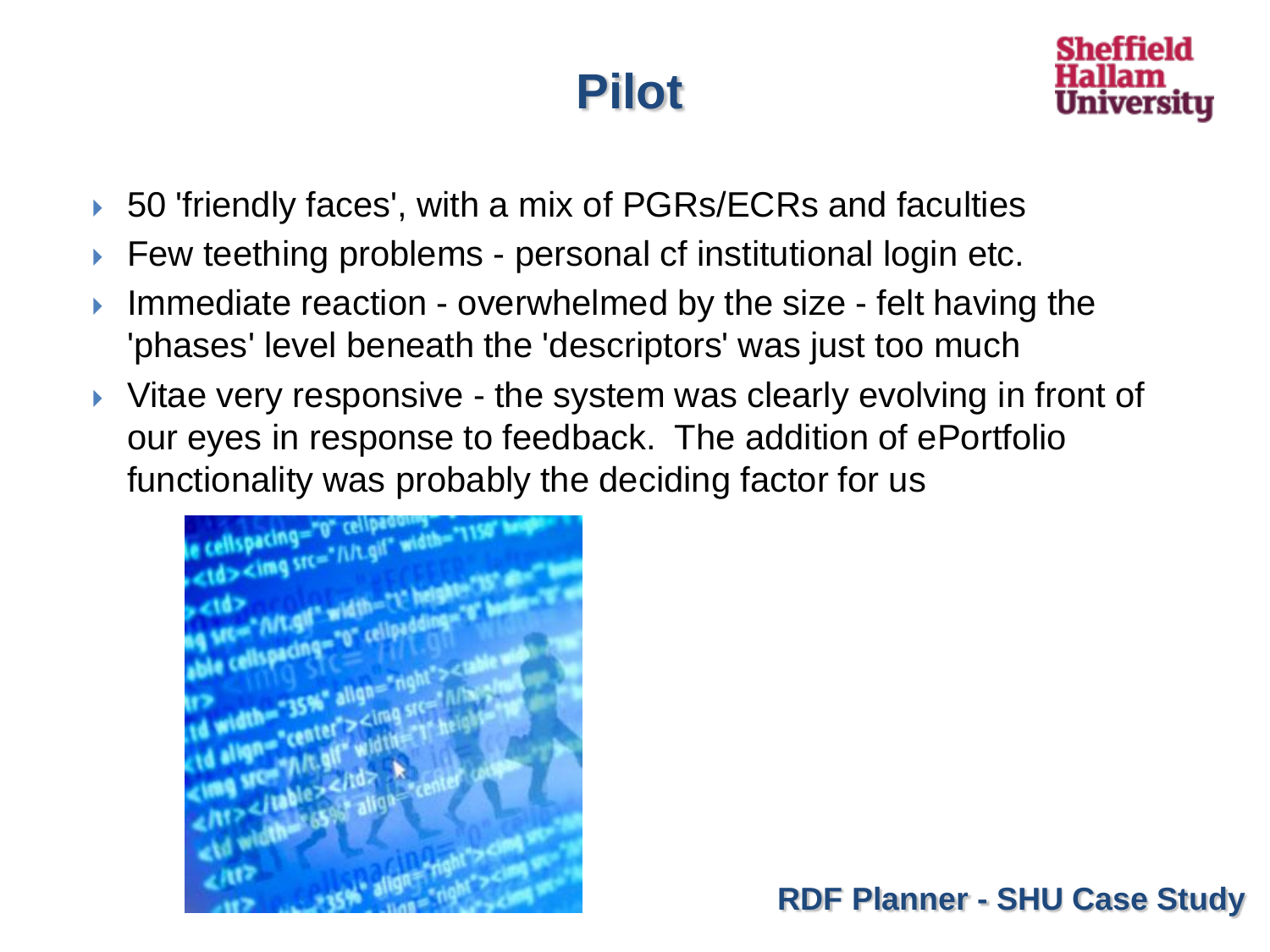# Pilot

- 50 'friendly faces', with a mix of PGRs/ECRs and faculties
- Few teething problems - personal cf institutional login etc.
- Immediate reaction - overwhelmed by the size - felt having the 'phases' level beneath the 'descriptors' was just too much
- Vitae very responsive - the system was clearly evolving in front of our eyes in response to feedback. The addition of ePortfolio functionality was probably the deciding factor for us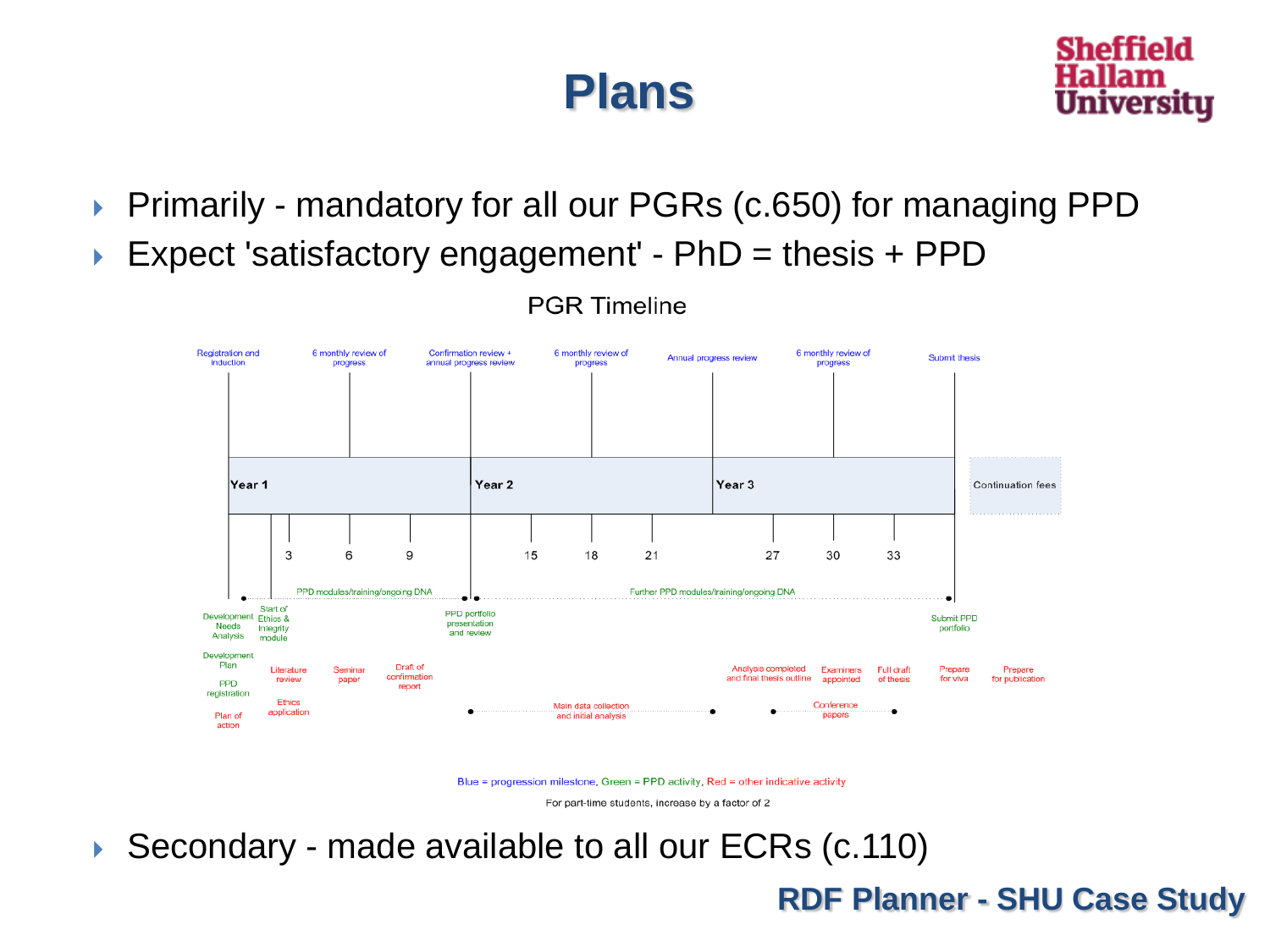# Plans

- Primarily - mandatory for all our PGRs (c.650) for managing PPD
- Expect 'satisfactory engagement' - PhD = thesis + PPD

PGR Timeline

Registration and induction | 6 monthly review of progress | Confirmation review + annual progress review | 6 monthly review of progress | Annual progress review | 6 monthly review of progress | Submit thesis

Year 1 | Year 2 | Year 3 | Continuation fees

3 | 6 | 9 | 15 | 18 | 21 | 27 | 30 | 33

PPD modules/training/ongoing DNA | Further PPD modules/training/ongoing DNA

Development Needs Analysis | Start of Ethics & Integrity module | PPD portfolio presentation and review | Submit PPD portfolio

Development Plan | Literature review | Seminar paper | Draft of confirmation report | Analysis completed and final thesis outline | Examiners appointed | Full draft of thesis | Prepare for viva | Prepare for publication

PPD registration | Ethics application | Main data collection and initial analysis | Conference papers

Plan of action

Blue = progression milestone, Green = PPD activity, Red = other indicative activity

For part-time students, increase by a factor of 2

- Secondary - made available to all our ECRs (c.110)

RDF Planner - SHU Case Study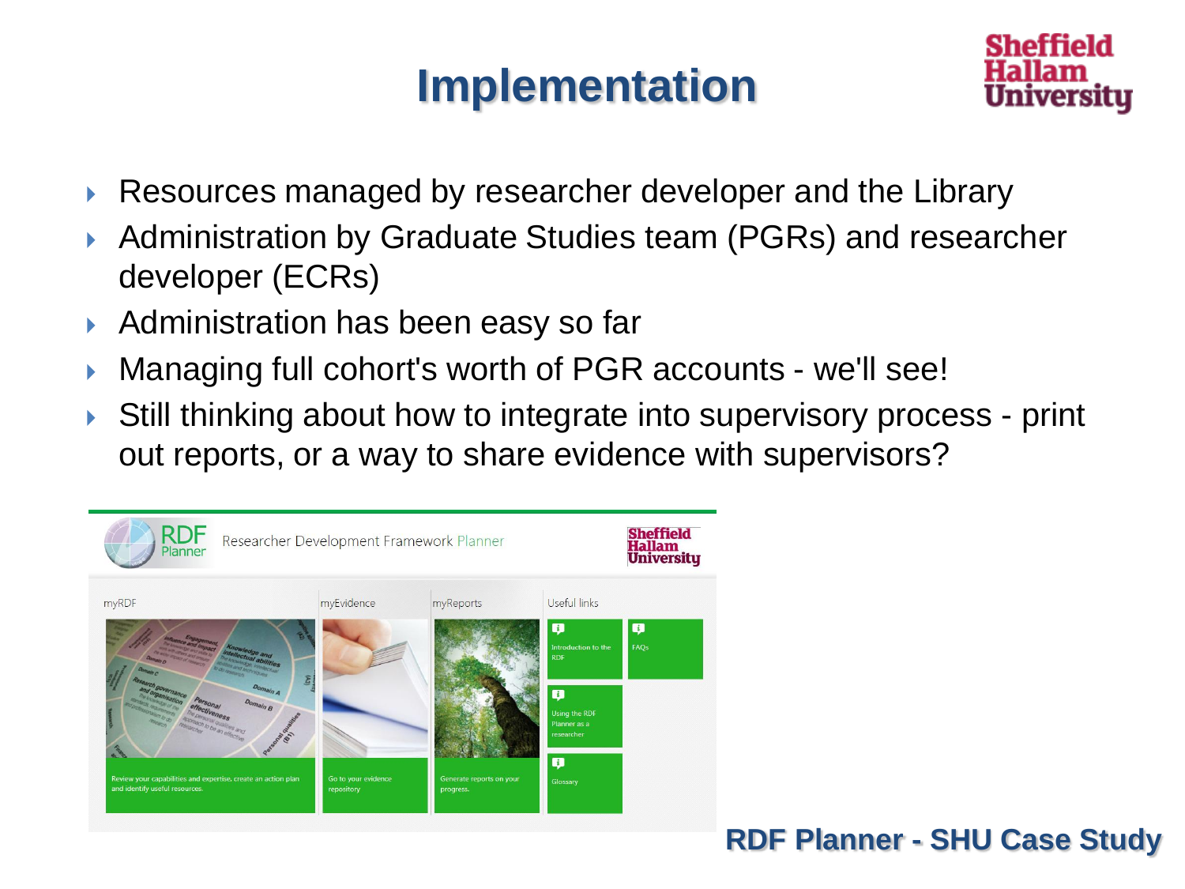# Implementation

- Resources managed by researcher developer and the Library
- Administration by Graduate Studies team (PGRs) and researcher developer (ECRs)
- Administration has been easy so far
- Managing full cohort's worth of PGR accounts - we'll see!
- Still thinking about how to integrate into supervisory process - print out reports, or a way to share evidence with supervisors?

RDF Planner - Researcher Development Framework Planner

| myRDF | myEvidence | myReports | Useful links |
|---|---|---|---|
| Review your capabilities and expertise, create an action plan and identify useful resources. | Go to your evidence repository | Generate reports on your progress. | Introduction to the RDF; FAQs; Using the RDF Planner as a researcher; Glossary |

**RDF Planner - SHU Case Study**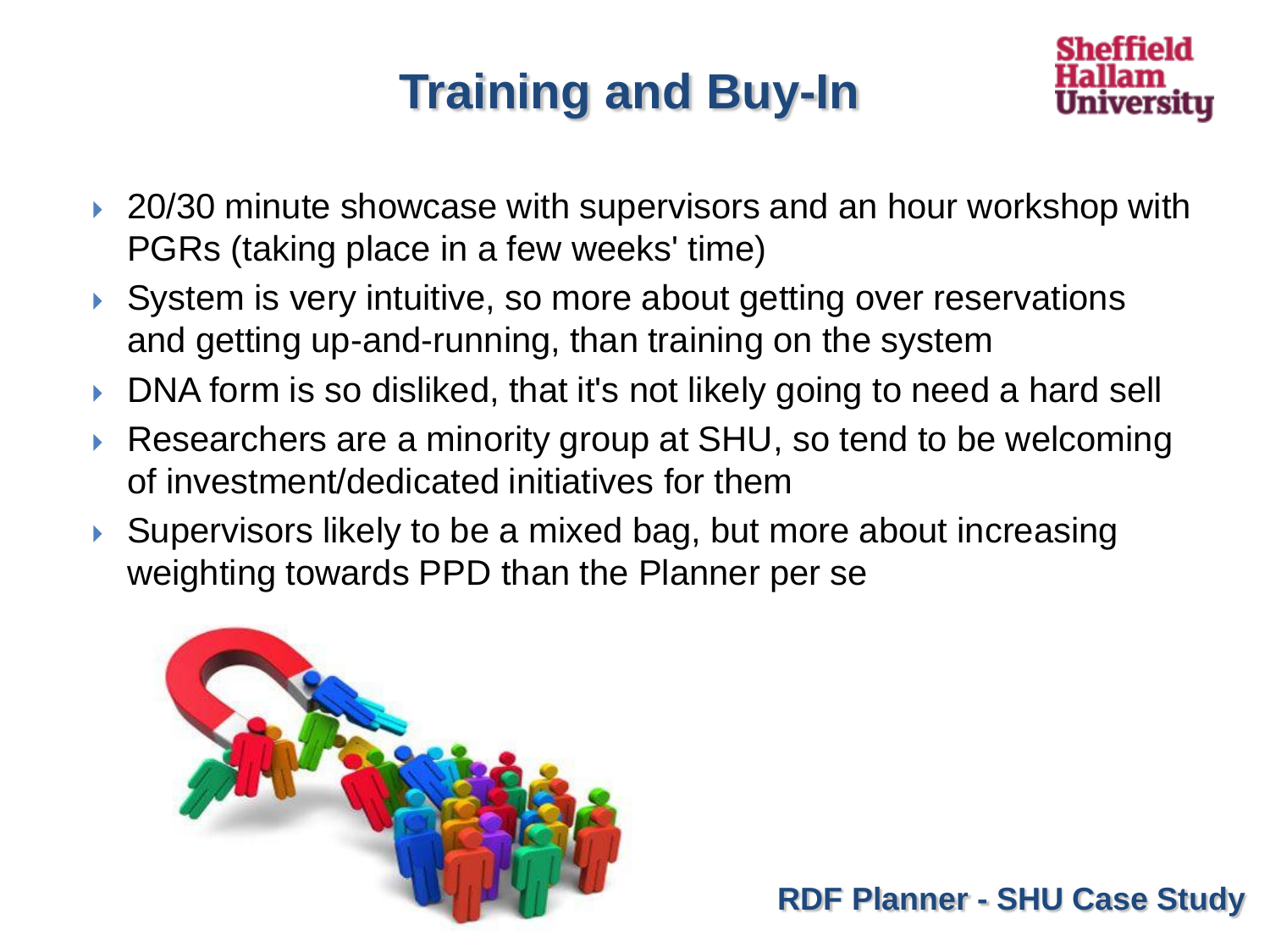# Training and Buy-In

- 20/30 minute showcase with supervisors and an hour workshop with PGRs (taking place in a few weeks' time)
- System is very intuitive, so more about getting over reservations and getting up-and-running, than training on the system
- DNA form is so disliked, that it's not likely going to need a hard sell
- Researchers are a minority group at SHU, so tend to be welcoming of investment/dedicated initiatives for them
- Supervisors likely to be a mixed bag, but more about increasing weighting towards PPD than the Planner per se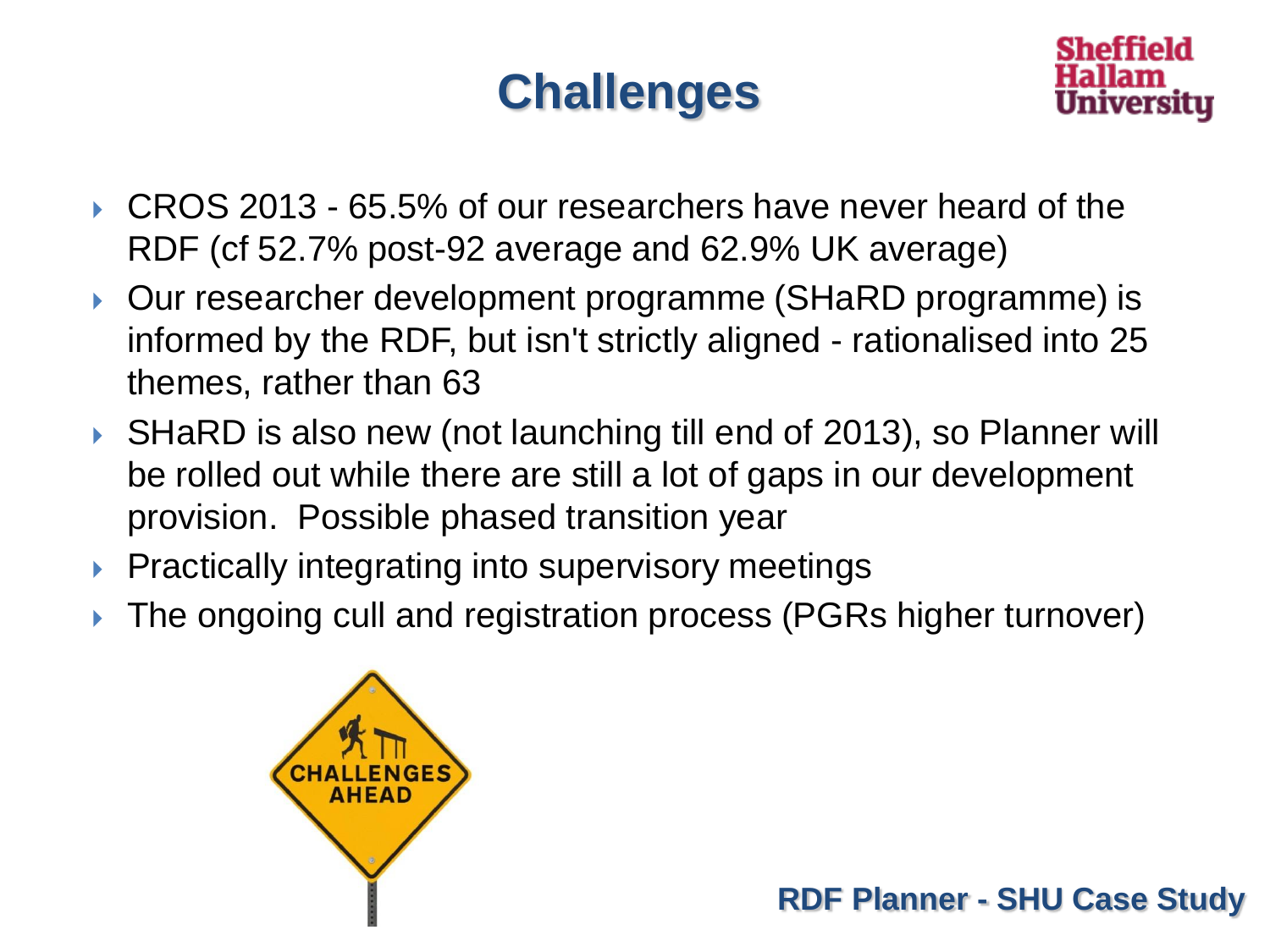# Challenges

- CROS 2013 - 65.5% of our researchers have never heard of the RDF (cf 52.7% post-92 average and 62.9% UK average)
- Our researcher development programme (SHaRD programme) is informed by the RDF, but isn't strictly aligned - rationalised into 25 themes, rather than 63
- SHaRD is also new (not launching till end of 2013), so Planner will be rolled out while there are still a lot of gaps in our development provision. Possible phased transition year
- Practically integrating into supervisory meetings
- The ongoing cull and registration process (PGRs higher turnover)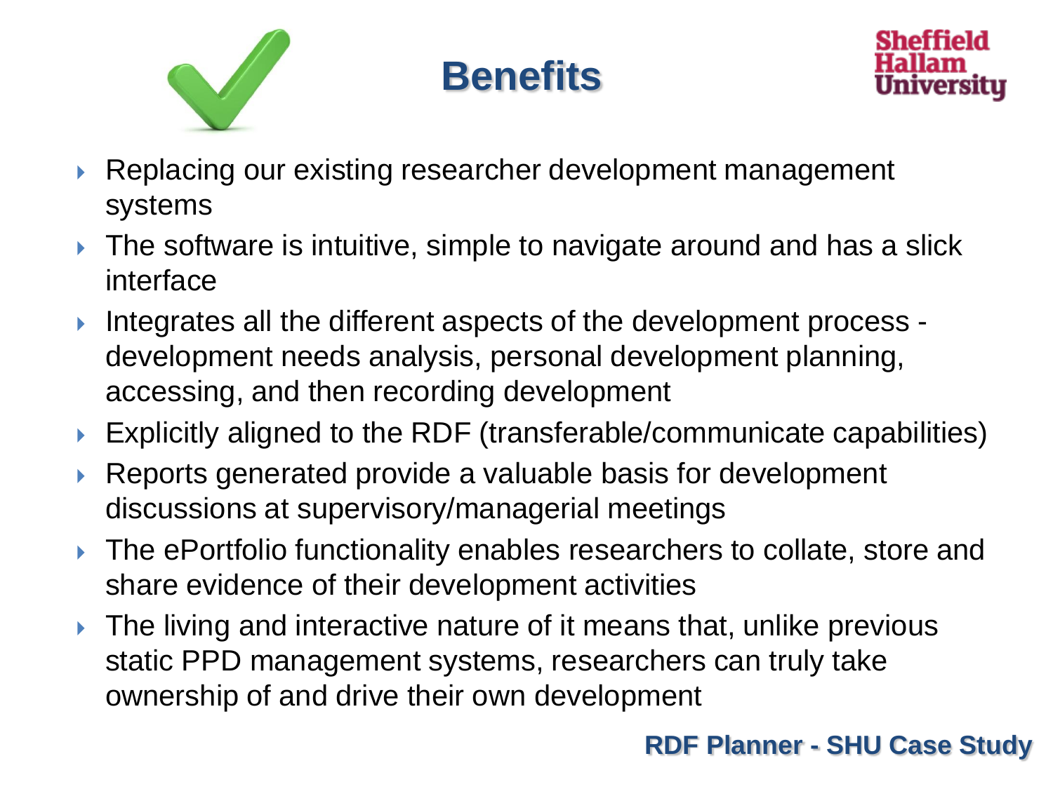# Benefits

Sheffield Hallam University

- Replacing our existing researcher development management systems
- The software is intuitive, simple to navigate around and has a slick interface
- Integrates all the different aspects of the development process - development needs analysis, personal development planning, accessing, and then recording development
- Explicitly aligned to the RDF (transferable/communicate capabilities)
- Reports generated provide a valuable basis for development discussions at supervisory/managerial meetings
- The ePortfolio functionality enables researchers to collate, store and share evidence of their development activities
- The living and interactive nature of it means that, unlike previous static PPD management systems, researchers can truly take ownership of and drive their own development

**RDF Planner - SHU Case Study**